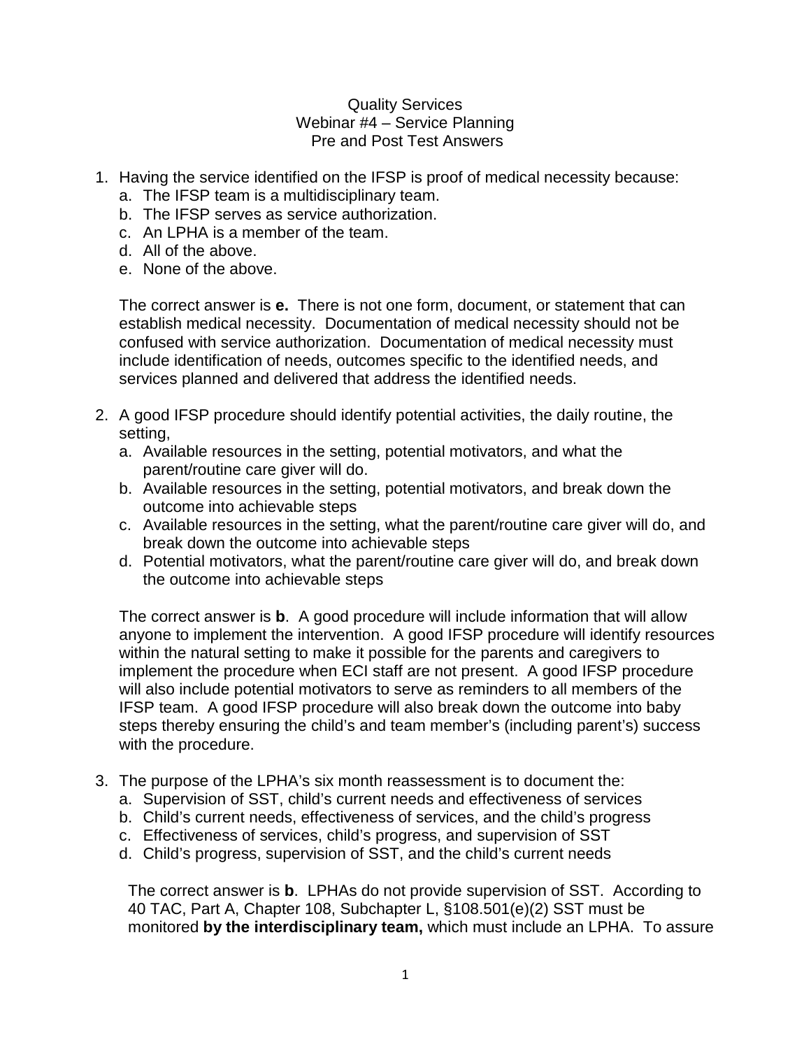# Quality Services
## Webinar #4 – Service Planning
## Pre and Post Test Answers

1. Having the service identified on the IFSP is proof of medical necessity because:
   a. The IFSP team is a multidisciplinary team.
   b. The IFSP serves as service authorization.
   c. An LPHA is a member of the team.
   d. All of the above.
   e. None of the above.

   The correct answer is **e.** There is not one form, document, or statement that can establish medical necessity. Documentation of medical necessity should not be confused with service authorization. Documentation of medical necessity must include identification of needs, outcomes specific to the identified needs, and services planned and delivered that address the identified needs.

2. A good IFSP procedure should identify potential activities, the daily routine, the setting,
   a. Available resources in the setting, potential motivators, and what the parent/routine care giver will do.
   b. Available resources in the setting, potential motivators, and break down the outcome into achievable steps
   c. Available resources in the setting, what the parent/routine care giver will do, and break down the outcome into achievable steps
   d. Potential motivators, what the parent/routine care giver will do, and break down the outcome into achievable steps

   The correct answer is **b**. A good procedure will include information that will allow anyone to implement the intervention. A good IFSP procedure will identify resources within the natural setting to make it possible for the parents and caregivers to implement the procedure when ECI staff are not present. A good IFSP procedure will also include potential motivators to serve as reminders to all members of the IFSP team. A good IFSP procedure will also break down the outcome into baby steps thereby ensuring the child's and team member's (including parent's) success with the procedure.

3. The purpose of the LPHA's six month reassessment is to document the:
   a. Supervision of SST, child's current needs and effectiveness of services
   b. Child's current needs, effectiveness of services, and the child's progress
   c. Effectiveness of services, child's progress, and supervision of SST
   d. Child's progress, supervision of SST, and the child's current needs

   The correct answer is **b**. LPHAs do not provide supervision of SST. According to 40 TAC, Part A, Chapter 108, Subchapter L, §108.501(e)(2) SST must be monitored **by the interdisciplinary team,** which must include an LPHA. To assure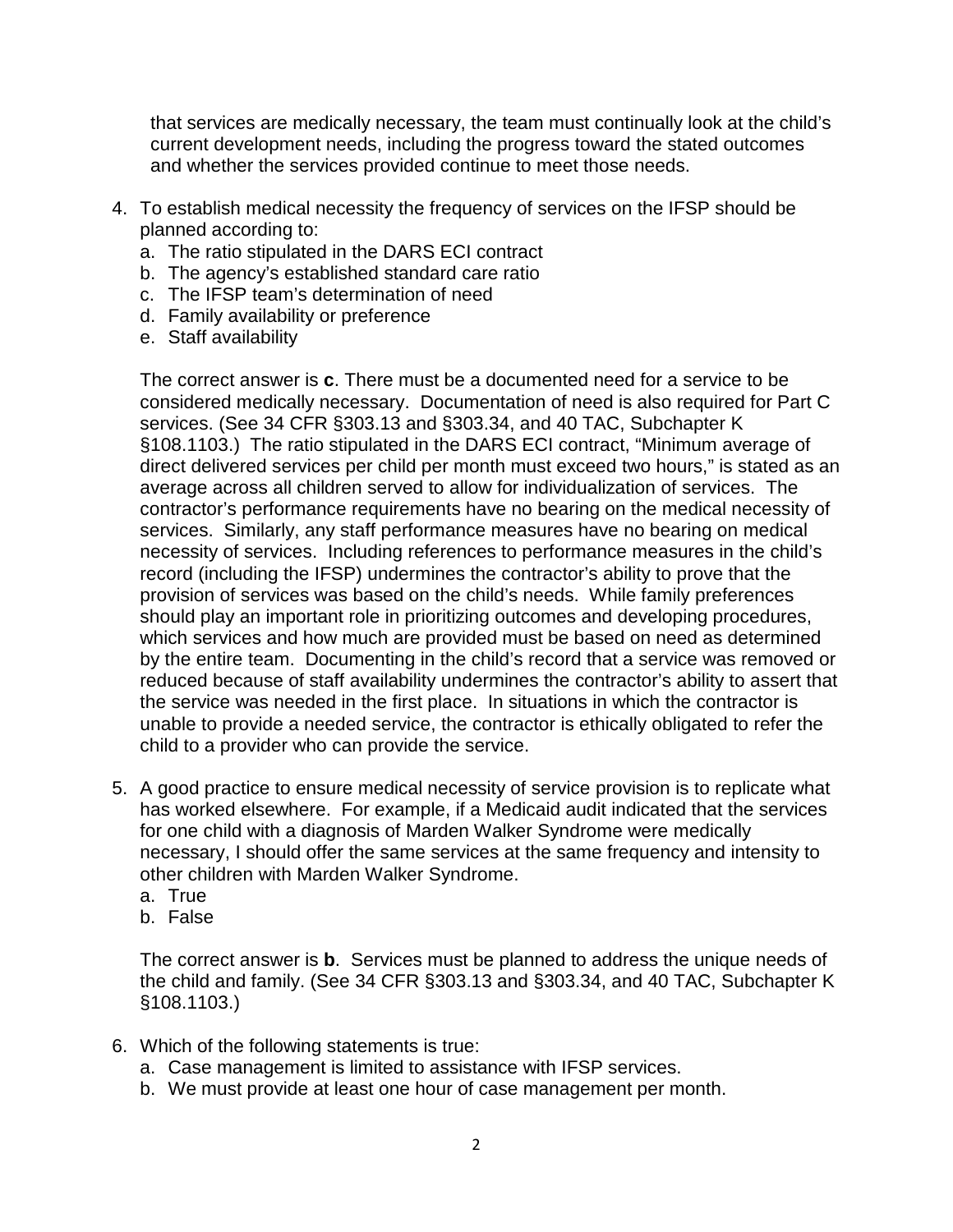that services are medically necessary, the team must continually look at the child's current development needs, including the progress toward the stated outcomes and whether the services provided continue to meet those needs.

4. To establish medical necessity the frequency of services on the IFSP should be planned according to:
   a. The ratio stipulated in the DARS ECI contract
   b. The agency's established standard care ratio
   c. The IFSP team's determination of need
   d. Family availability or preference
   e. Staff availability

   The correct answer is **c**. There must be a documented need for a service to be considered medically necessary. Documentation of need is also required for Part C services. (See 34 CFR §303.13 and §303.34, and 40 TAC, Subchapter K §108.1103.) The ratio stipulated in the DARS ECI contract, "Minimum average of direct delivered services per child per month must exceed two hours," is stated as an average across all children served to allow for individualization of services. The contractor's performance requirements have no bearing on the medical necessity of services. Similarly, any staff performance measures have no bearing on medical necessity of services. Including references to performance measures in the child's record (including the IFSP) undermines the contractor's ability to prove that the provision of services was based on the child's needs. While family preferences should play an important role in prioritizing outcomes and developing procedures, which services and how much are provided must be based on need as determined by the entire team. Documenting in the child's record that a service was removed or reduced because of staff availability undermines the contractor's ability to assert that the service was needed in the first place. In situations in which the contractor is unable to provide a needed service, the contractor is ethically obligated to refer the child to a provider who can provide the service.

5. A good practice to ensure medical necessity of service provision is to replicate what has worked elsewhere. For example, if a Medicaid audit indicated that the services for one child with a diagnosis of Marden Walker Syndrome were medically necessary, I should offer the same services at the same frequency and intensity to other children with Marden Walker Syndrome.
   a. True
   b. False

   The correct answer is **b**. Services must be planned to address the unique needs of the child and family. (See 34 CFR §303.13 and §303.34, and 40 TAC, Subchapter K §108.1103.)

6. Which of the following statements is true:
   a. Case management is limited to assistance with IFSP services.
   b. We must provide at least one hour of case management per month.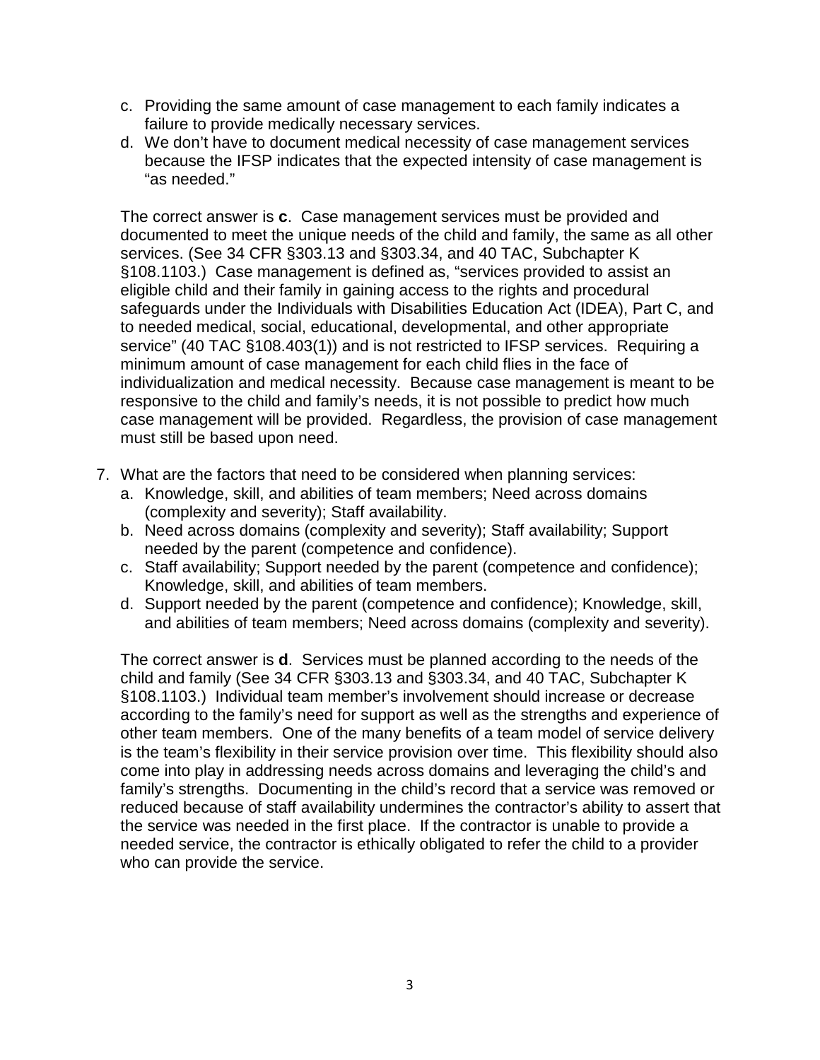c. Providing the same amount of case management to each family indicates a failure to provide medically necessary services.
d. We don't have to document medical necessity of case management services because the IFSP indicates that the expected intensity of case management is "as needed."

The correct answer is **c**. Case management services must be provided and documented to meet the unique needs of the child and family, the same as all other services. (See 34 CFR §303.13 and §303.34, and 40 TAC, Subchapter K §108.1103.) Case management is defined as, "services provided to assist an eligible child and their family in gaining access to the rights and procedural safeguards under the Individuals with Disabilities Education Act (IDEA), Part C, and to needed medical, social, educational, developmental, and other appropriate service" (40 TAC §108.403(1)) and is not restricted to IFSP services. Requiring a minimum amount of case management for each child flies in the face of individualization and medical necessity. Because case management is meant to be responsive to the child and family's needs, it is not possible to predict how much case management will be provided. Regardless, the provision of case management must still be based upon need.

7. What are the factors that need to be considered when planning services:
   a. Knowledge, skill, and abilities of team members; Need across domains (complexity and severity); Staff availability.
   b. Need across domains (complexity and severity); Staff availability; Support needed by the parent (competence and confidence).
   c. Staff availability; Support needed by the parent (competence and confidence); Knowledge, skill, and abilities of team members.
   d. Support needed by the parent (competence and confidence); Knowledge, skill, and abilities of team members; Need across domains (complexity and severity).

   The correct answer is **d**. Services must be planned according to the needs of the child and family (See 34 CFR §303.13 and §303.34, and 40 TAC, Subchapter K §108.1103.) Individual team member's involvement should increase or decrease according to the family's need for support as well as the strengths and experience of other team members. One of the many benefits of a team model of service delivery is the team's flexibility in their service provision over time. This flexibility should also come into play in addressing needs across domains and leveraging the child's and family's strengths. Documenting in the child's record that a service was removed or reduced because of staff availability undermines the contractor's ability to assert that the service was needed in the first place. If the contractor is unable to provide a needed service, the contractor is ethically obligated to refer the child to a provider who can provide the service.